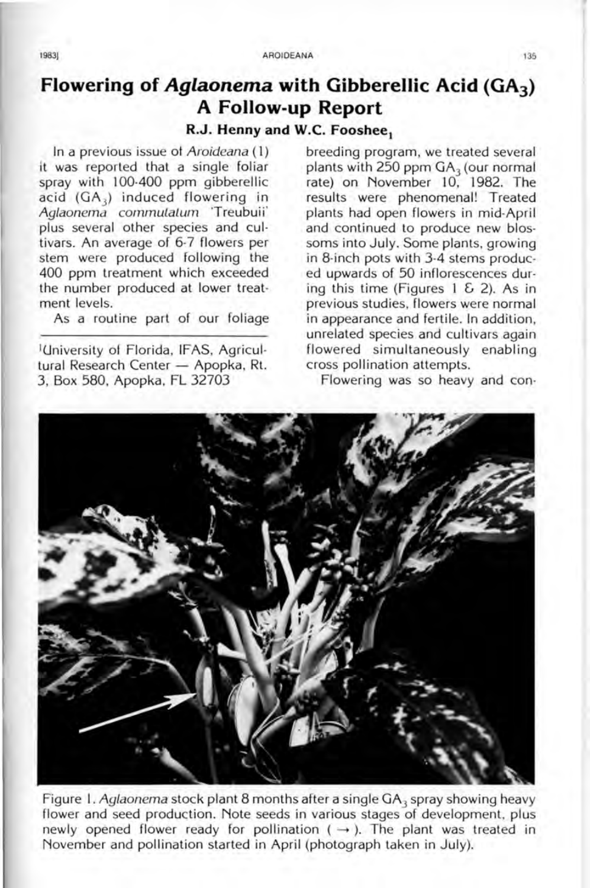# Flowering of *Aglaonema* with Gibberellic Acid ($GA_3$) A Follow-up Report

**R.J. Henny and W.C. Fooshee[1]**

In a previous issue of *Aroideana* (1) it was reported that a single foliar spray with 100-400 ppm gibberellic acid ($GA_3$) induced flowering in *Aglaonema commutatum* 'Treubuii' plus several other species and cultivars. An average of 6-7 flowers per stem were produced following the 400 ppm treatment which exceeded the number produced at lower treatment levels.

As a routine part of our foliage breeding program, we treated several plants with 250 ppm $GA_3$ (our normal rate) on November 10, 1982. The results were phenomenal! Treated plants had open flowers in mid-April and continued to produce new blossoms into July. Some plants, growing in 8-inch pots with 3-4 stems produced upwards of 50 inflorescences during this time (Figures 1 & 2). As in previous studies, flowers were normal in appearance and fertile. In addition, unrelated species and cultivars again flowered simultaneously enabling cross pollination attempts.

Flowering was so heavy and con-

[1]University of Florida, IFAS, Agricultural Research Center — Apopka, Rt. 3, Box 580, Apopka, FL 32703

Figure 1. *Aglaonema* stock plant 8 months after a single $GA_3$ spray showing heavy flower and seed production. Note seeds in various stages of development, plus newly opened flower ready for pollination ( → ). The plant was treated in November and pollination started in April (photograph taken in July).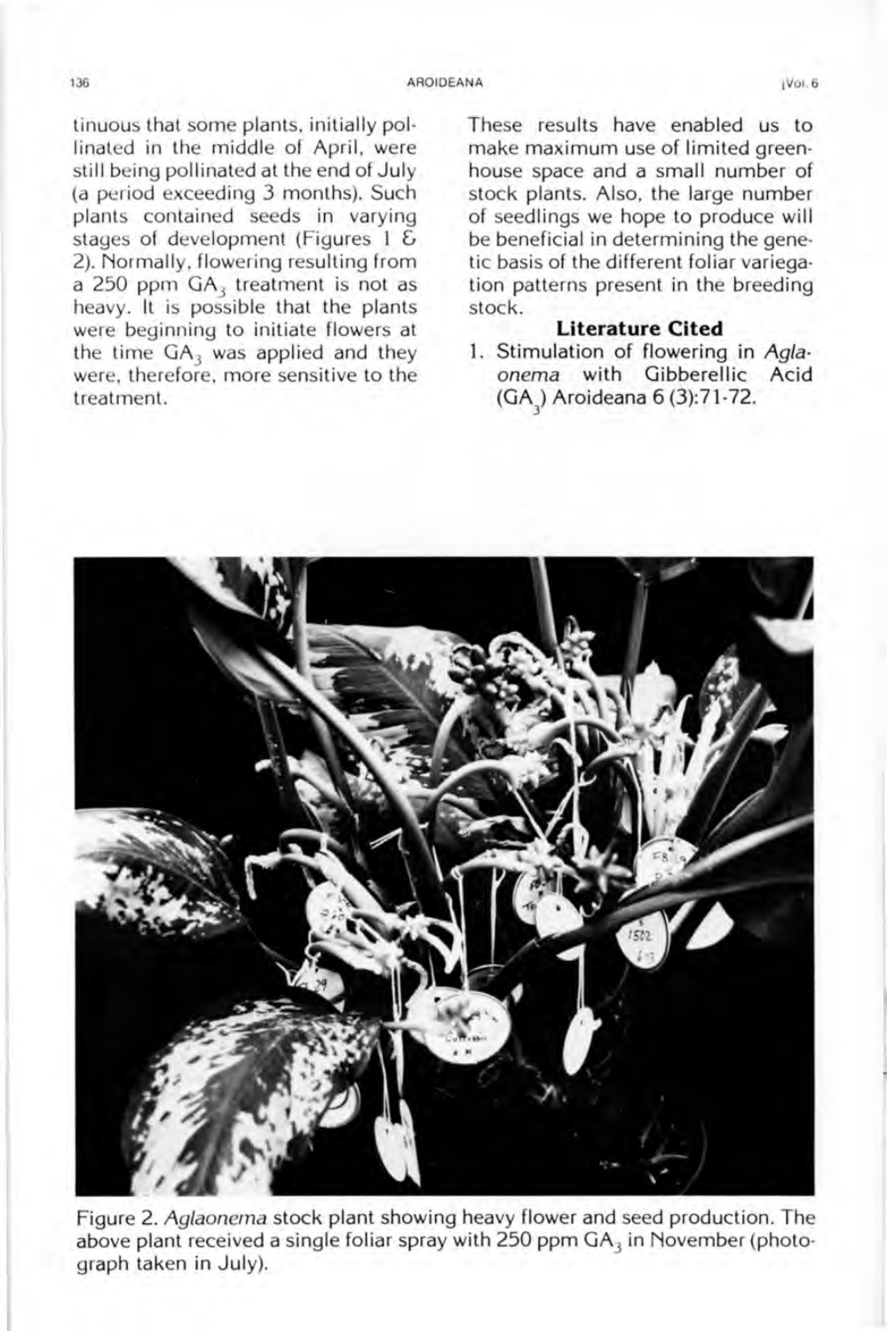tinuous that some plants, initially pollinated in the middle of April, were still being pollinated at the end of July (a period exceeding 3 months). Such plants contained seeds in varying stages of development (Figures 1 & 2). Normally, flowering resulting from a 250 ppm $GA_3$ treatment is not as heavy. It is possible that the plants were beginning to initiate flowers at the time $GA_3$ was applied and they were, therefore, more sensitive to the treatment.

These results have enabled us to make maximum use of limited greenhouse space and a small number of stock plants. Also, the large number of seedlings we hope to produce will be beneficial in determining the genetic basis of the different foliar variegation patterns present in the breeding stock.

### Literature Cited

1. Stimulation of flowering in *Aglaonema* with Gibberellic Acid ($GA_3$) Aroideana 6 (3):71-72.

Figure 2. *Aglaonema* stock plant showing heavy flower and seed production. The above plant received a single foliar spray with 250 ppm $GA_3$ in November (photograph taken in July).